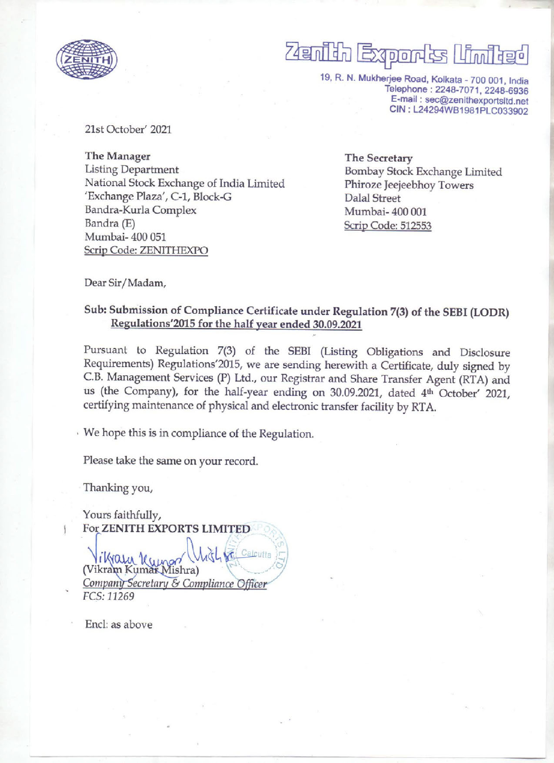# Zenith Exports Limited

19, R. N. Mukherjee Road, Kolkata - 700 001, India
Telephone : 2248-7071, 2248-6936
E-mail : sec@zenithexportsltd.net
CIN : L24294WB1981PLC033902

21st October' 2021

**The Manager**
Listing Department
National Stock Exchange of India Limited
'Exchange Plaza', C-1, Block-G
Bandra-Kurla Complex
Bandra (E)
Mumbai- 400 051
Scrip Code: ZENITHEXPO

**The Secretary**
Bombay Stock Exchange Limited
Phiroze Jeejeebhoy Towers
Dalal Street
Mumbai- 400 001
Scrip Code: 512553

Dear Sir/Madam,

**Sub: Submission of Compliance Certificate under Regulation 7(3) of the SEBI (LODR) Regulations'2015 for the half year ended 30.09.2021**

Pursuant to Regulation 7(3) of the SEBI (Listing Obligations and Disclosure Requirements) Regulations'2015, we are sending herewith a Certificate, duly signed by C.B. Management Services (P) Ltd., our Registrar and Share Transfer Agent (RTA) and us (the Company), for the half-year ending on 30.09.2021, dated 4th October' 2021, certifying maintenance of physical and electronic transfer facility by RTA.

We hope this is in compliance of the Regulation.

Please take the same on your record.

Thanking you,

Yours faithfully,
For **ZENITH EXPORTS LIMITED**

(Vikram Kumar Mishra)
*Company Secretary & Compliance Officer*
*FCS: 11269*

Encl: as above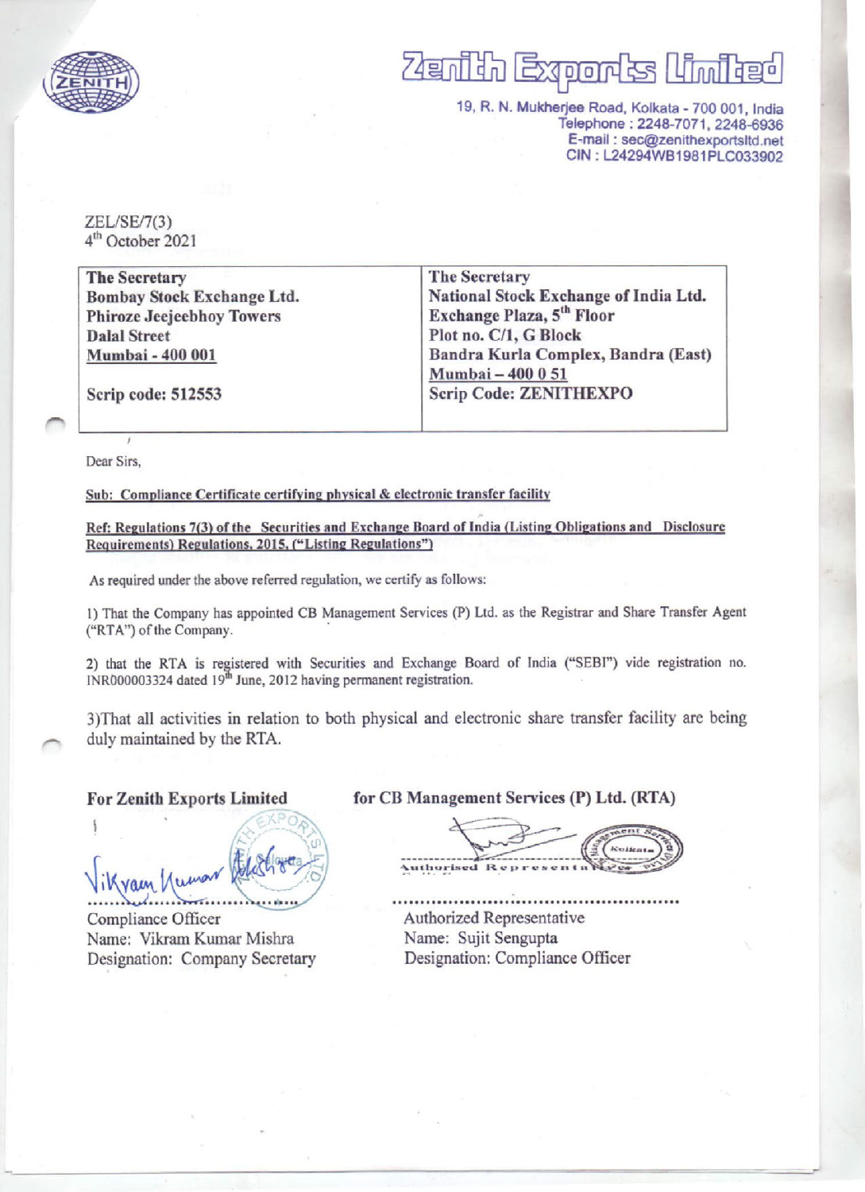# Zenith Exports Limited

19, R. N. Mukherjee Road, Kolkata - 700 001, India
Telephone : 2248-7071, 2248-6936
E-mail : sec@zenithexportsltd.net
CIN : L24294WB1981PLC033902

ZEL/SE/7(3)
4th October 2021

| | |
|---|---|
| **The Secretary**<br>**Bombay Stock Exchange Ltd.**<br>**Phiroze Jeejeebhoy Towers**<br>**Dalal Street**<br>**Mumbai - 400 001**<br><br>**Scrip code: 512553** | **The Secretary**<br>**National Stock Exchange of India Ltd.**<br>**Exchange Plaza, 5th Floor**<br>**Plot no. C/1, G Block**<br>**Bandra Kurla Complex, Bandra (East)**<br>**Mumbai – 400 0 51**<br>**Scrip Code: ZENITHEXPO** |

Dear Sirs,

**Sub: Compliance Certificate certifying physical & electronic transfer facility**

**Ref: Regulations 7(3) of the Securities and Exchange Board of India (Listing Obligations and Disclosure Requirements) Regulations, 2015, ("Listing Regulations")**

As required under the above referred regulation, we certify as follows:

1) That the Company has appointed CB Management Services (P) Ltd. as the Registrar and Share Transfer Agent ("RTA") of the Company.

2) that the RTA is registered with Securities and Exchange Board of India ("SEBI") vide registration no. INR000003324 dated 19th June, 2012 having permanent registration.

3)That all activities in relation to both physical and electronic share transfer facility are being duly maintained by the RTA.

**For Zenith Exports Limited**

Compliance Officer
Name: Vikram Kumar Mishra
Designation: Company Secretary

**for CB Management Services (P) Ltd. (RTA)**

Authorised Representative

Authorized Representative
Name: Sujit Sengupta
Designation: Compliance Officer